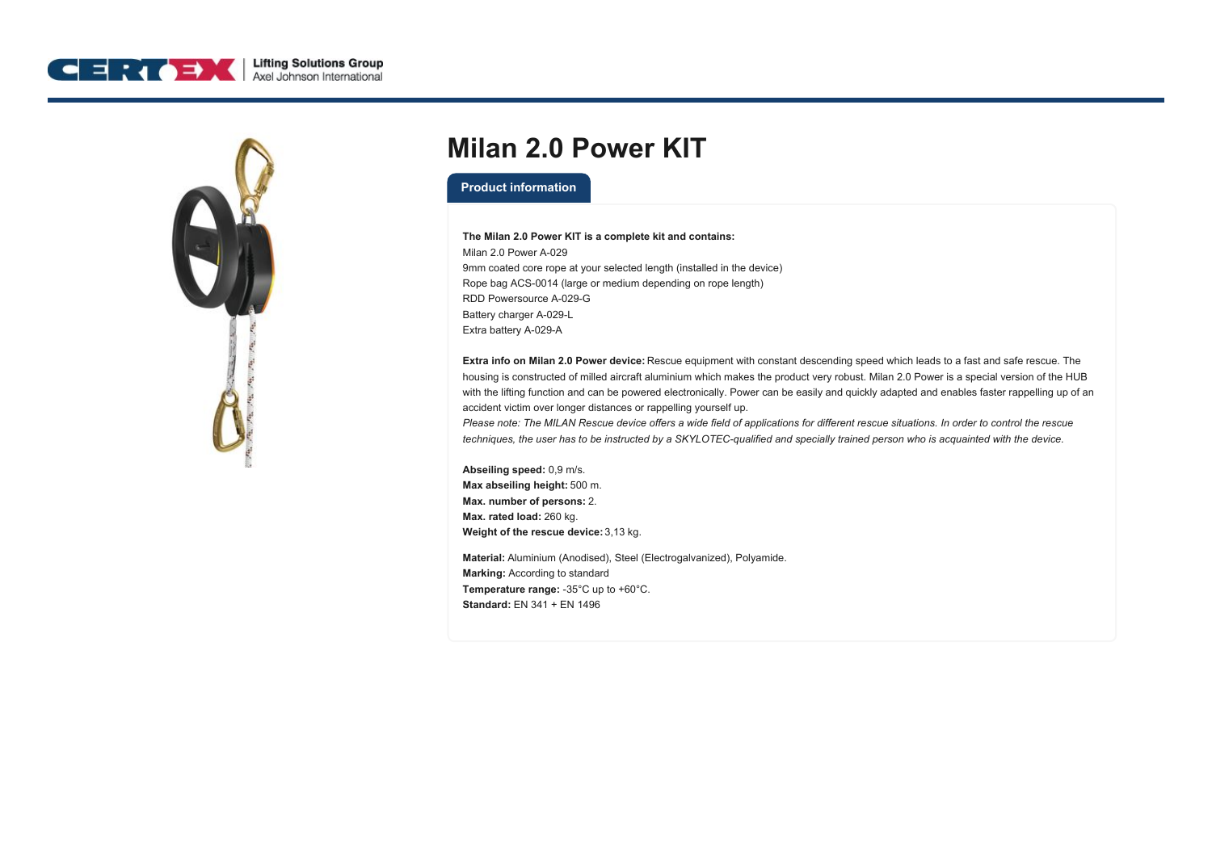# Milan 2.0 Power KIT

## Product information

**The Milan 2.0 Power KIT is a complete kit and contains:**
Milan 2.0 Power A-029
9mm coated core rope at your selected length (installed in the device)
Rope bag ACS-0014 (large or medium depending on rope length)
RDD Powersource A-029-G
Battery charger A-029-L
Extra battery A-029-A

**Extra info on Milan 2.0 Power device:** Rescue equipment with constant descending speed which leads to a fast and safe rescue. The housing is constructed of milled aircraft aluminium which makes the product very robust. Milan 2.0 Power is a special version of the HUB with the lifting function and can be powered electronically. Power can be easily and quickly adapted and enables faster rappelling up of an accident victim over longer distances or rappelling yourself up.
*Please note: The MILAN Rescue device offers a wide field of applications for different rescue situations. In order to control the rescue techniques, the user has to be instructed by a SKYLOTEC-qualified and specially trained person who is acquainted with the device.*

**Abseiling speed:** 0,9 m/s.
**Max abseiling height:** 500 m.
**Max. number of persons:** 2.
**Max. rated load:** 260 kg.
**Weight of the rescue device:** 3,13 kg.

**Material:** Aluminium (Anodised), Steel (Electrogalvanized), Polyamide.
**Marking:** According to standard
**Temperature range:** -35°C up to +60°C.
**Standard:** EN 341 + EN 1496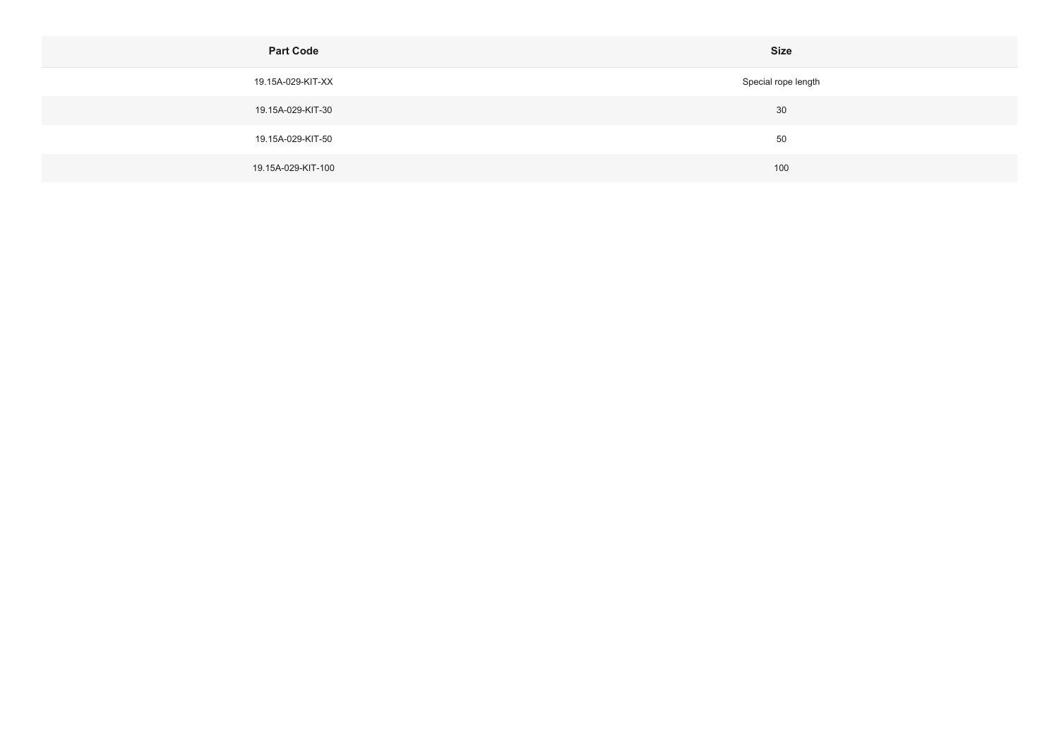| Part Code | Size |
| --- | --- |
| 19.15A-029-KIT-XX | Special rope length |
| 19.15A-029-KIT-30 | 30 |
| 19.15A-029-KIT-50 | 50 |
| 19.15A-029-KIT-100 | 100 |